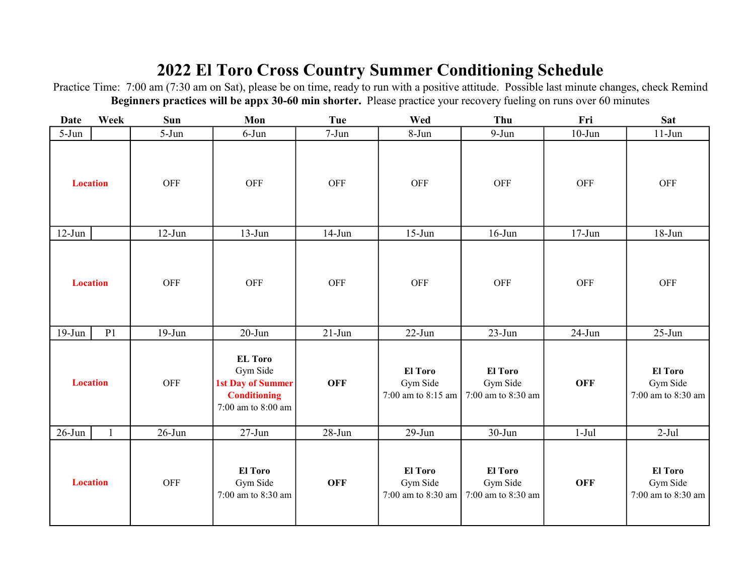# 2022 El Toro Cross Country Summer Conditioning Schedule

Practice Time: 7:00 am (7:30 am on Sat), please be on time, ready to run with a positive attitude. Possible last minute changes, check Remind

**Beginners practices will be appx 30-60 min shorter.** Please practice your recovery fueling on runs over 60 minutes

| Date | Week | Sun | Mon | Tue | Wed | Thu | Fri | Sat |
|---|---|---|---|---|---|---|---|---|
| 5-Jun | | 5-Jun | 6-Jun | 7-Jun | 8-Jun | 9-Jun | 10-Jun | 11-Jun |
| **Location** | | OFF | OFF | OFF | OFF | OFF | OFF | OFF |
| 12-Jun | | 12-Jun | 13-Jun | 14-Jun | 15-Jun | 16-Jun | 17-Jun | 18-Jun |
| **Location** | | OFF | OFF | OFF | OFF | OFF | OFF | OFF |
| 19-Jun | P1 | 19-Jun | 20-Jun | 21-Jun | 22-Jun | 23-Jun | 24-Jun | 25-Jun |
| **Location** | | OFF | **EL Toro** Gym Side **1st Day of Summer Conditioning** 7:00 am to 8:00 am | **OFF** | **El Toro** Gym Side 7:00 am to 8:15 am | **El Toro** Gym Side 7:00 am to 8:30 am | **OFF** | **El Toro** Gym Side 7:00 am to 8:30 am |
| 26-Jun | 1 | 26-Jun | 27-Jun | 28-Jun | 29-Jun | 30-Jun | 1-Jul | 2-Jul |
| **Location** | | OFF | **El Toro** Gym Side 7:00 am to 8:30 am | **OFF** | **El Toro** Gym Side 7:00 am to 8:30 am | **El Toro** Gym Side 7:00 am to 8:30 am | **OFF** | **El Toro** Gym Side 7:00 am to 8:30 am |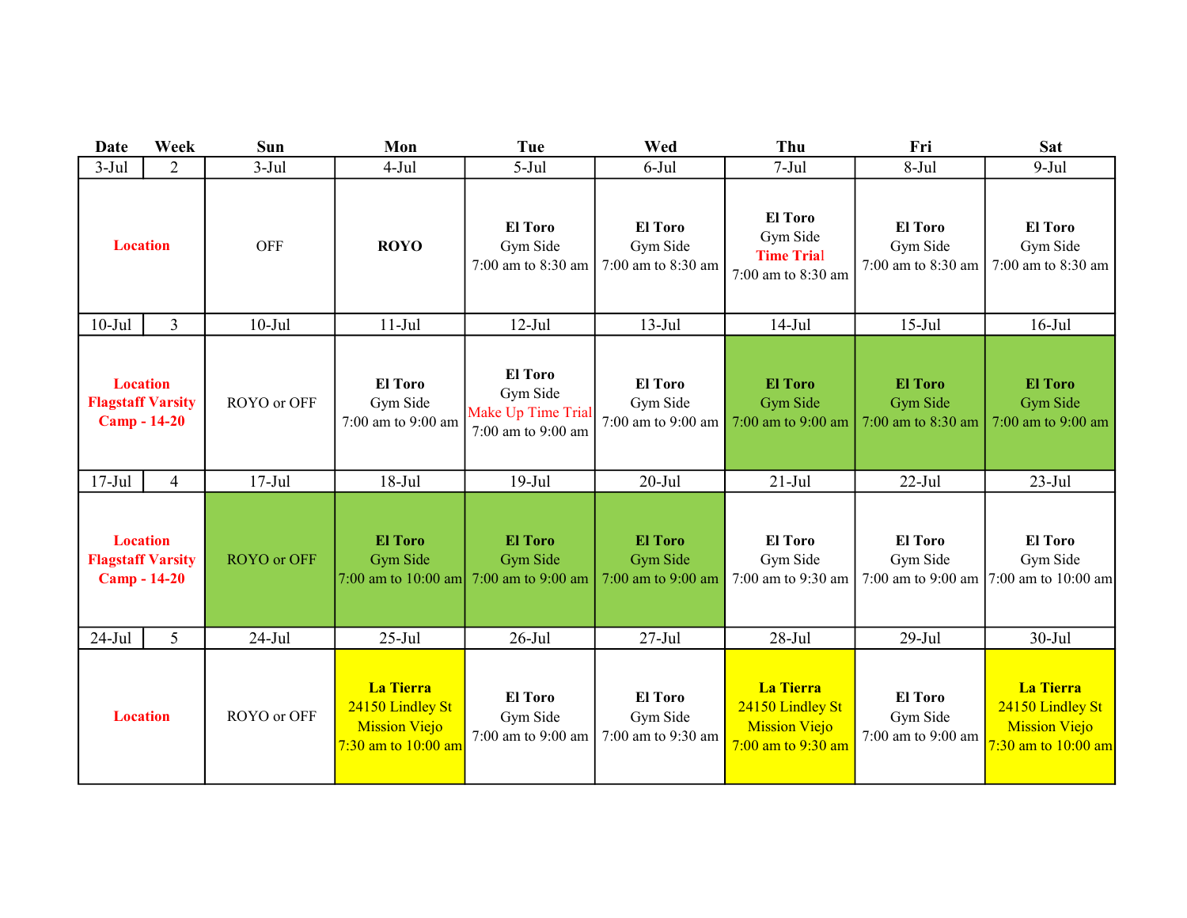| Date | Week | Sun | Mon | Tue | Wed | Thu | Fri | Sat |
|---|---|---|---|---|---|---|---|---|
| 3-Jul | 2 | 3-Jul | 4-Jul | 5-Jul | 6-Jul | 7-Jul | 8-Jul | 9-Jul |
| **Location** | | OFF | **ROYO** | **El Toro** Gym Side 7:00 am to 8:30 am | **El Toro** Gym Side 7:00 am to 8:30 am | **El Toro** Gym Side **Time Trial** 7:00 am to 8:30 am | **El Toro** Gym Side 7:00 am to 8:30 am | **El Toro** Gym Side 7:00 am to 8:30 am |
| 10-Jul | 3 | 10-Jul | 11-Jul | 12-Jul | 13-Jul | 14-Jul | 15-Jul | 16-Jul |
| **Location Flagstaff Varsity Camp - 14-20** | | ROYO or OFF | **El Toro** Gym Side 7:00 am to 9:00 am | **El Toro** Gym Side Make Up Time Trial 7:00 am to 9:00 am | **El Toro** Gym Side 7:00 am to 9:00 am | **El Toro** Gym Side 7:00 am to 9:00 am | **El Toro** Gym Side 7:00 am to 8:30 am | **El Toro** Gym Side 7:00 am to 9:00 am |
| 17-Jul | 4 | 17-Jul | 18-Jul | 19-Jul | 20-Jul | 21-Jul | 22-Jul | 23-Jul |
| **Location Flagstaff Varsity Camp - 14-20** | | ROYO or OFF | **El Toro** Gym Side 7:00 am to 10:00 am | **El Toro** Gym Side 7:00 am to 9:00 am | **El Toro** Gym Side 7:00 am to 9:00 am | **El Toro** Gym Side 7:00 am to 9:30 am | **El Toro** Gym Side 7:00 am to 9:00 am | **El Toro** Gym Side 7:00 am to 10:00 am |
| 24-Jul | 5 | 24-Jul | 25-Jul | 26-Jul | 27-Jul | 28-Jul | 29-Jul | 30-Jul |
| **Location** | | ROYO or OFF | **La Tierra** 24150 Lindley St Mission Viejo 7:30 am to 10:00 am | **El Toro** Gym Side 7:00 am to 9:00 am | **El Toro** Gym Side 7:00 am to 9:30 am | **La Tierra** 24150 Lindley St Mission Viejo 7:00 am to 9:30 am | **El Toro** Gym Side 7:00 am to 9:00 am | **La Tierra** 24150 Lindley St Mission Viejo 7:30 am to 10:00 am |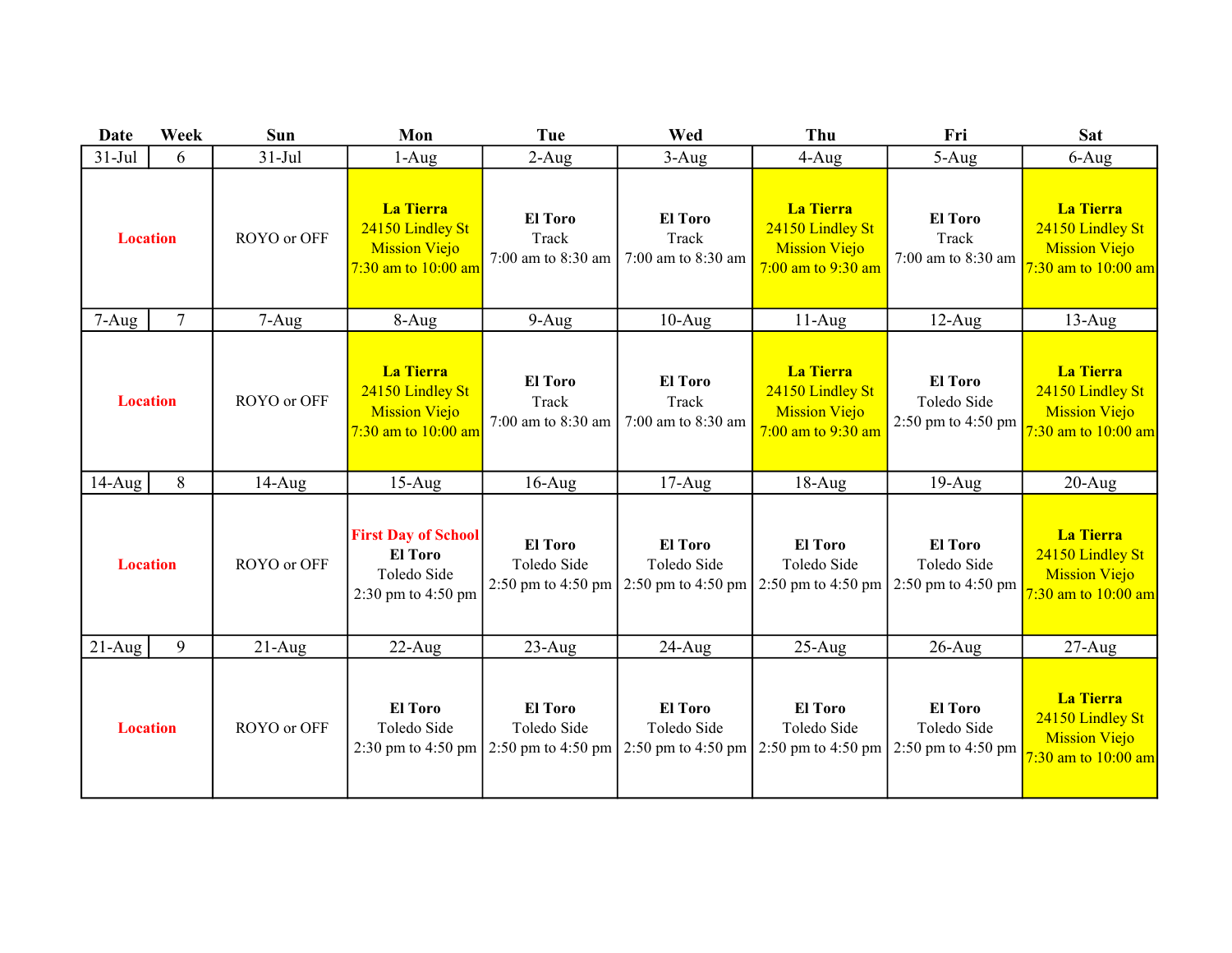| Date | Week | Sun | Mon | Tue | Wed | Thu | Fri | Sat |
|---|---|---|---|---|---|---|---|---|
| 31-Jul | 6 | 31-Jul | 1-Aug | 2-Aug | 3-Aug | 4-Aug | 5-Aug | 6-Aug |
| **Location** | | ROYO or OFF | **La Tierra** 24150 Lindley St Mission Viejo 7:30 am to 10:00 am | **El Toro** Track 7:00 am to 8:30 am | **El Toro** Track 7:00 am to 8:30 am | **La Tierra** 24150 Lindley St Mission Viejo 7:00 am to 9:30 am | **El Toro** Track 7:00 am to 8:30 am | **La Tierra** 24150 Lindley St Mission Viejo 7:30 am to 10:00 am |
| 7-Aug | 7 | 7-Aug | 8-Aug | 9-Aug | 10-Aug | 11-Aug | 12-Aug | 13-Aug |
| **Location** | | ROYO or OFF | **La Tierra** 24150 Lindley St Mission Viejo 7:30 am to 10:00 am | **El Toro** Track 7:00 am to 8:30 am | **El Toro** Track 7:00 am to 8:30 am | **La Tierra** 24150 Lindley St Mission Viejo 7:00 am to 9:30 am | **El Toro** Toledo Side 2:50 pm to 4:50 pm | **La Tierra** 24150 Lindley St Mission Viejo 7:30 am to 10:00 am |
| 14-Aug | 8 | 14-Aug | 15-Aug | 16-Aug | 17-Aug | 18-Aug | 19-Aug | 20-Aug |
| **Location** | | ROYO or OFF | **First Day of School** **El Toro** Toledo Side 2:30 pm to 4:50 pm | **El Toro** Toledo Side 2:50 pm to 4:50 pm | **El Toro** Toledo Side 2:50 pm to 4:50 pm | **El Toro** Toledo Side 2:50 pm to 4:50 pm | **El Toro** Toledo Side 2:50 pm to 4:50 pm | **La Tierra** 24150 Lindley St Mission Viejo 7:30 am to 10:00 am |
| 21-Aug | 9 | 21-Aug | 22-Aug | 23-Aug | 24-Aug | 25-Aug | 26-Aug | 27-Aug |
| **Location** | | ROYO or OFF | **El Toro** Toledo Side 2:30 pm to 4:50 pm | **El Toro** Toledo Side 2:50 pm to 4:50 pm | **El Toro** Toledo Side 2:50 pm to 4:50 pm | **El Toro** Toledo Side 2:50 pm to 4:50 pm | **El Toro** Toledo Side 2:50 pm to 4:50 pm | **La Tierra** 24150 Lindley St Mission Viejo 7:30 am to 10:00 am |